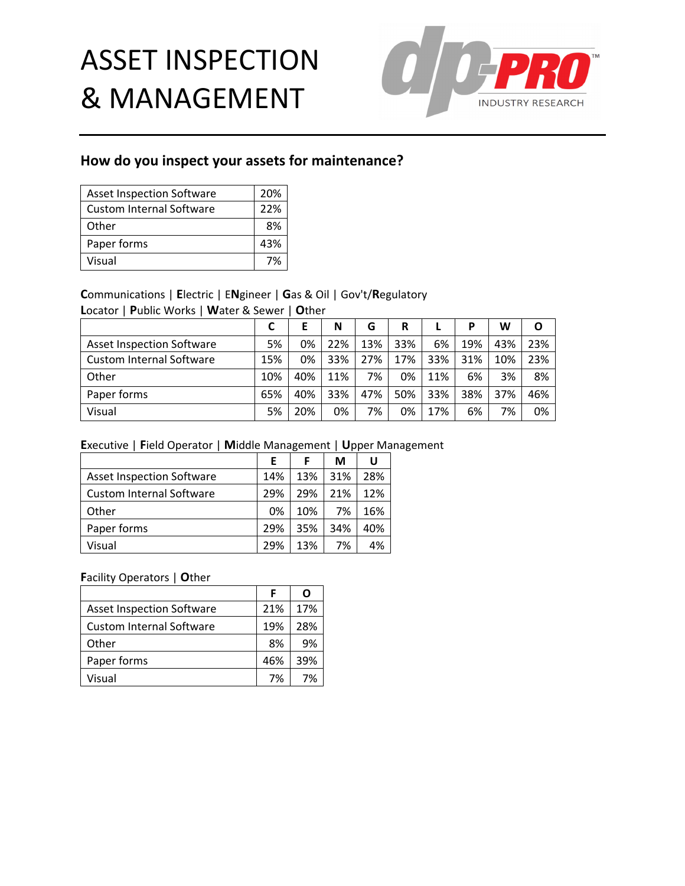# ASSET INSPECTION & MANAGEMENT

## How do you inspect your assets for maintenance?

| | |
|---|---|
| Asset Inspection Software | 20% |
| Custom Internal Software | 22% |
| Other | 8% |
| Paper forms | 43% |
| Visual | 7% |

**C**ommunications | **E**lectric | E**N**gineer | **G**as & Oil | Gov't/**R**egulatory
**L**ocator | **P**ublic Works | **W**ater & Sewer | **O**ther

| | C | E | N | G | R | L | P | W | O |
|---|---|---|---|---|---|---|---|---|---|
| Asset Inspection Software | 5% | 0% | 22% | 13% | 33% | 6% | 19% | 43% | 23% |
| Custom Internal Software | 15% | 0% | 33% | 27% | 17% | 33% | 31% | 10% | 23% |
| Other | 10% | 40% | 11% | 7% | 0% | 11% | 6% | 3% | 8% |
| Paper forms | 65% | 40% | 33% | 47% | 50% | 33% | 38% | 37% | 46% |
| Visual | 5% | 20% | 0% | 7% | 0% | 17% | 6% | 7% | 0% |

**E**xecutive | **F**ield Operator | **M**iddle Management | **U**pper Management

| | E | F | M | U |
|---|---|---|---|---|
| Asset Inspection Software | 14% | 13% | 31% | 28% |
| Custom Internal Software | 29% | 29% | 21% | 12% |
| Other | 0% | 10% | 7% | 16% |
| Paper forms | 29% | 35% | 34% | 40% |
| Visual | 29% | 13% | 7% | 4% |

**F**acility Operators | **O**ther

| | F | O |
|---|---|---|
| Asset Inspection Software | 21% | 17% |
| Custom Internal Software | 19% | 28% |
| Other | 8% | 9% |
| Paper forms | 46% | 39% |
| Visual | 7% | 7% |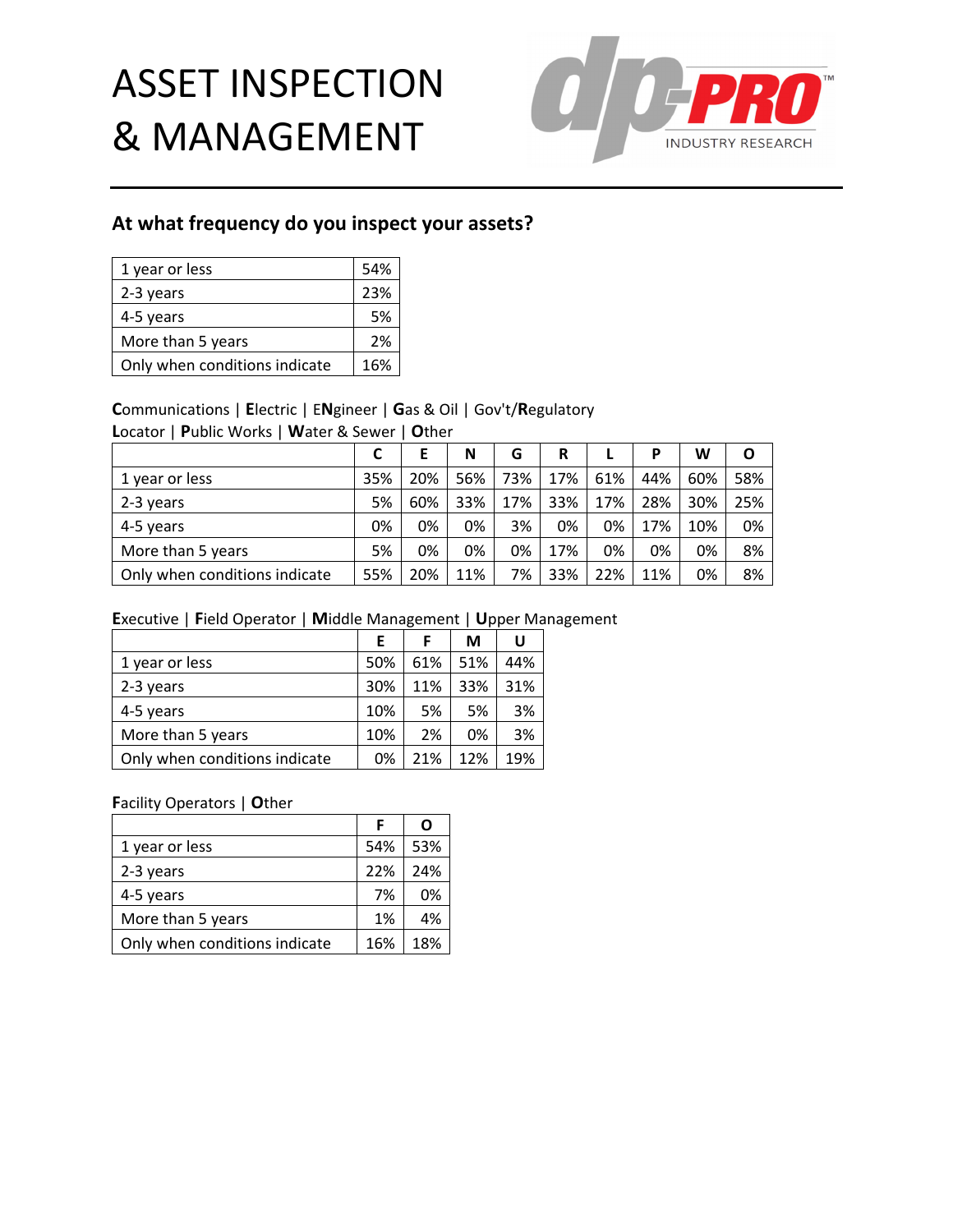# ASSET INSPECTION & MANAGEMENT

dp-PRO INDUSTRY RESEARCH

## At what frequency do you inspect your assets?

| | |
|---|---|
| 1 year or less | 54% |
| 2-3 years | 23% |
| 4-5 years | 5% |
| More than 5 years | 2% |
| Only when conditions indicate | 16% |

**C**ommunications | **E**lectric | E**N**gineer | **G**as & Oil | Gov't/**R**egulatory
**L**ocator | **P**ublic Works | **W**ater & Sewer | **O**ther

| | C | E | N | G | R | L | P | W | O |
|---|---|---|---|---|---|---|---|---|---|
| 1 year or less | 35% | 20% | 56% | 73% | 17% | 61% | 44% | 60% | 58% |
| 2-3 years | 5% | 60% | 33% | 17% | 33% | 17% | 28% | 30% | 25% |
| 4-5 years | 0% | 0% | 0% | 3% | 0% | 0% | 17% | 10% | 0% |
| More than 5 years | 5% | 0% | 0% | 0% | 17% | 0% | 0% | 0% | 8% |
| Only when conditions indicate | 55% | 20% | 11% | 7% | 33% | 22% | 11% | 0% | 8% |

**E**xecutive | **F**ield Operator | **M**iddle Management | **U**pper Management

| | E | F | M | U |
|---|---|---|---|---|
| 1 year or less | 50% | 61% | 51% | 44% |
| 2-3 years | 30% | 11% | 33% | 31% |
| 4-5 years | 10% | 5% | 5% | 3% |
| More than 5 years | 10% | 2% | 0% | 3% |
| Only when conditions indicate | 0% | 21% | 12% | 19% |

**F**acility Operators | **O**ther

| | F | O |
|---|---|---|
| 1 year or less | 54% | 53% |
| 2-3 years | 22% | 24% |
| 4-5 years | 7% | 0% |
| More than 5 years | 1% | 4% |
| Only when conditions indicate | 16% | 18% |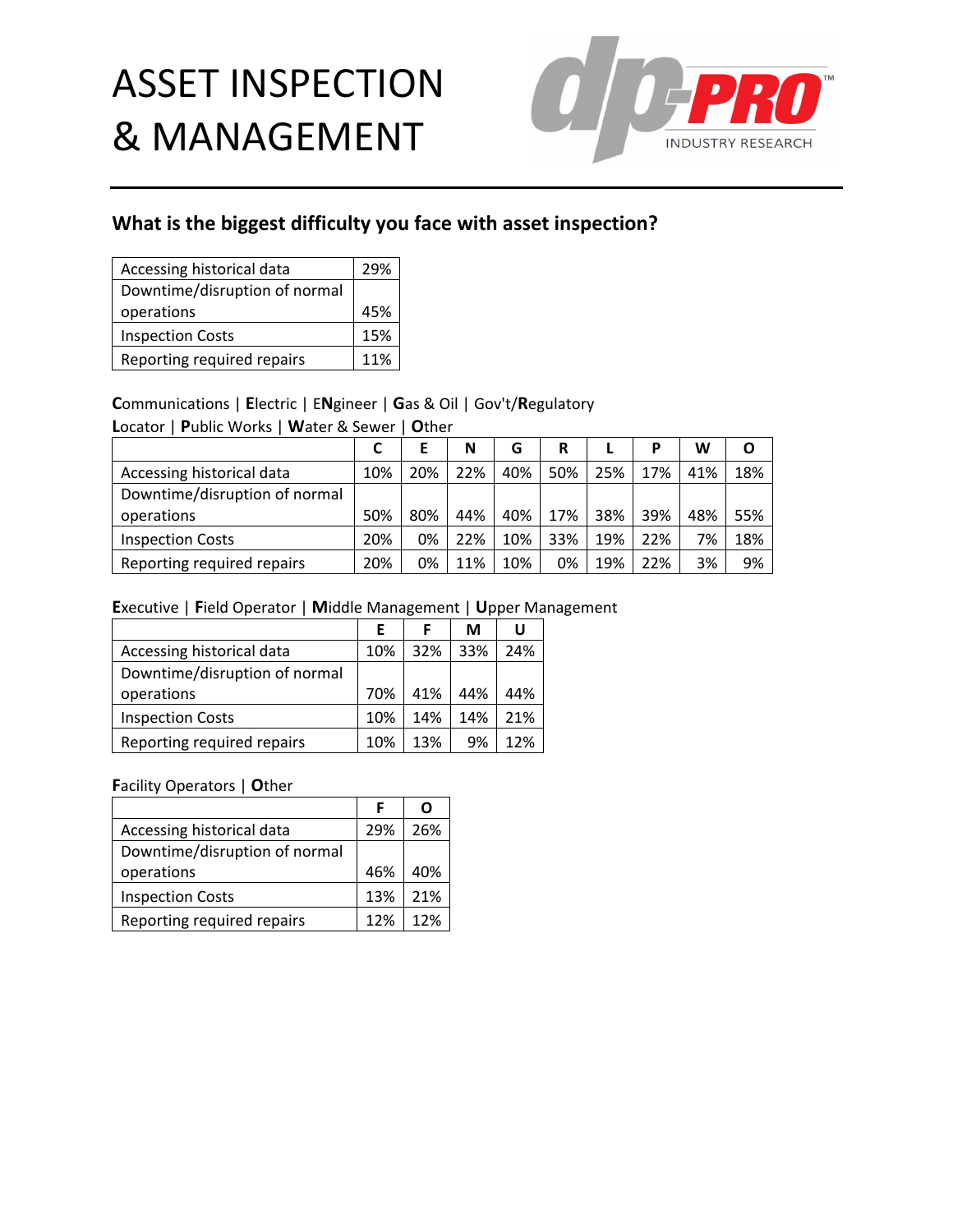# ASSET INSPECTION & MANAGEMENT

dp-PRO INDUSTRY RESEARCH

## What is the biggest difficulty you face with asset inspection?

| | |
|---|---|
| Accessing historical data | 29% |
| Downtime/disruption of normal operations | 45% |
| Inspection Costs | 15% |
| Reporting required repairs | 11% |

**C**ommunications | **E**lectric | E**N**gineer | **G**as & Oil | Gov't/**R**egulatory
**L**ocator | **P**ublic Works | **W**ater & Sewer | **O**ther

| | C | E | N | G | R | L | P | W | O |
|---|---|---|---|---|---|---|---|---|---|
| Accessing historical data | 10% | 20% | 22% | 40% | 50% | 25% | 17% | 41% | 18% |
| Downtime/disruption of normal operations | 50% | 80% | 44% | 40% | 17% | 38% | 39% | 48% | 55% |
| Inspection Costs | 20% | 0% | 22% | 10% | 33% | 19% | 22% | 7% | 18% |
| Reporting required repairs | 20% | 0% | 11% | 10% | 0% | 19% | 22% | 3% | 9% |

**E**xecutive | **F**ield Operator | **M**iddle Management | **U**pper Management

| | E | F | M | U |
|---|---|---|---|---|
| Accessing historical data | 10% | 32% | 33% | 24% |
| Downtime/disruption of normal operations | 70% | 41% | 44% | 44% |
| Inspection Costs | 10% | 14% | 14% | 21% |
| Reporting required repairs | 10% | 13% | 9% | 12% |

**F**acility Operators | **O**ther

| | F | O |
|---|---|---|
| Accessing historical data | 29% | 26% |
| Downtime/disruption of normal operations | 46% | 40% |
| Inspection Costs | 13% | 21% |
| Reporting required repairs | 12% | 12% |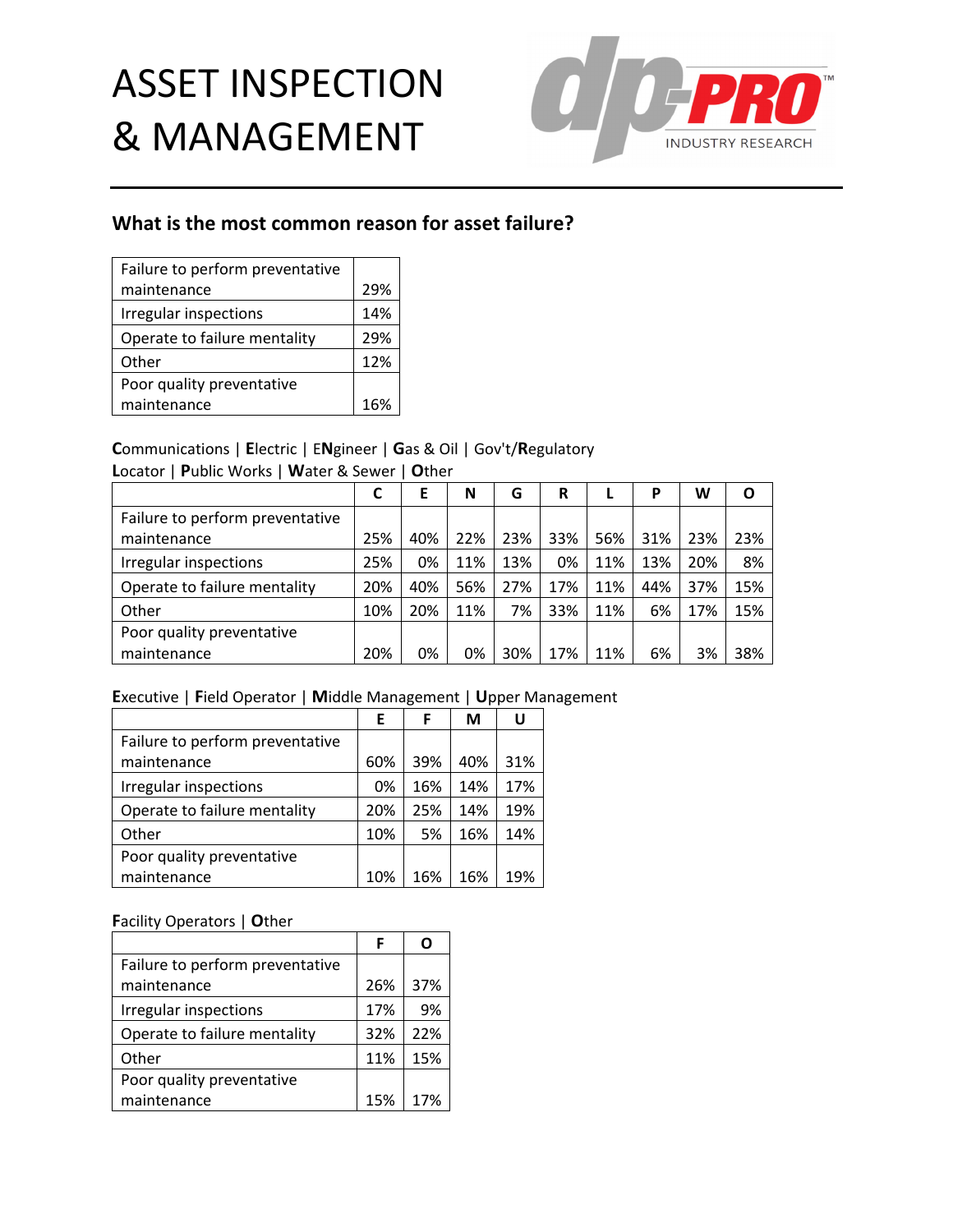# ASSET INSPECTION & MANAGEMENT

DP-PRO INDUSTRY RESEARCH

## What is the most common reason for asset failure?

| | |
|---|---|
| Failure to perform preventative maintenance | 29% |
| Irregular inspections | 14% |
| Operate to failure mentality | 29% |
| Other | 12% |
| Poor quality preventative maintenance | 16% |

**C**ommunications | **E**lectric | E**N**gineer | **G**as & Oil | Gov't/**R**egulatory
**L**ocator | **P**ublic Works | **W**ater & Sewer | **O**ther

| | C | E | N | G | R | L | P | W | O |
|---|---|---|---|---|---|---|---|---|---|
| Failure to perform preventative maintenance | 25% | 40% | 22% | 23% | 33% | 56% | 31% | 23% | 23% |
| Irregular inspections | 25% | 0% | 11% | 13% | 0% | 11% | 13% | 20% | 8% |
| Operate to failure mentality | 20% | 40% | 56% | 27% | 17% | 11% | 44% | 37% | 15% |
| Other | 10% | 20% | 11% | 7% | 33% | 11% | 6% | 17% | 15% |
| Poor quality preventative maintenance | 20% | 0% | 0% | 30% | 17% | 11% | 6% | 3% | 38% |

**E**xecutive | **F**ield Operator | **M**iddle Management | **U**pper Management

| | E | F | M | U |
|---|---|---|---|---|
| Failure to perform preventative maintenance | 60% | 39% | 40% | 31% |
| Irregular inspections | 0% | 16% | 14% | 17% |
| Operate to failure mentality | 20% | 25% | 14% | 19% |
| Other | 10% | 5% | 16% | 14% |
| Poor quality preventative maintenance | 10% | 16% | 16% | 19% |

**F**acility Operators | **O**ther

| | F | O |
|---|---|---|
| Failure to perform preventative maintenance | 26% | 37% |
| Irregular inspections | 17% | 9% |
| Operate to failure mentality | 32% | 22% |
| Other | 11% | 15% |
| Poor quality preventative maintenance | 15% | 17% |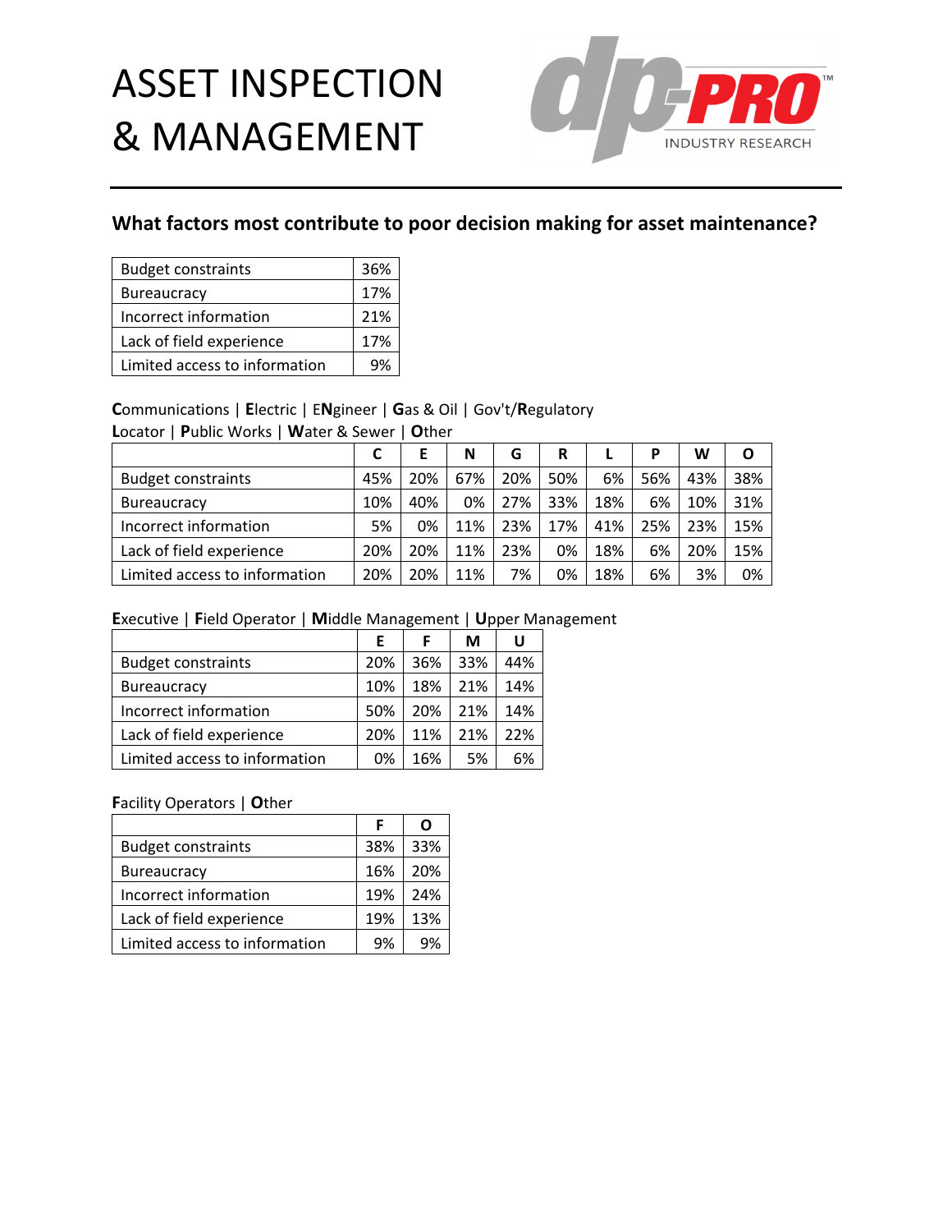# ASSET INSPECTION & MANAGEMENT

dp-PRO INDUSTRY RESEARCH

## What factors most contribute to poor decision making for asset maintenance?

| Budget constraints | 36% |
|---|---|
| Bureaucracy | 17% |
| Incorrect information | 21% |
| Lack of field experience | 17% |
| Limited access to information | 9% |

**C**ommunications | **E**lectric | E**N**gineer | **G**as & Oil | Gov't/**R**egulatory
**L**ocator | **P**ublic Works | **W**ater & Sewer | **O**ther

| | C | E | N | G | R | L | P | W | O |
|---|---|---|---|---|---|---|---|---|---|
| Budget constraints | 45% | 20% | 67% | 20% | 50% | 6% | 56% | 43% | 38% |
| Bureaucracy | 10% | 40% | 0% | 27% | 33% | 18% | 6% | 10% | 31% |
| Incorrect information | 5% | 0% | 11% | 23% | 17% | 41% | 25% | 23% | 15% |
| Lack of field experience | 20% | 20% | 11% | 23% | 0% | 18% | 6% | 20% | 15% |
| Limited access to information | 20% | 20% | 11% | 7% | 0% | 18% | 6% | 3% | 0% |

**E**xecutive | **F**ield Operator | **M**iddle Management | **U**pper Management

| | E | F | M | U |
|---|---|---|---|---|
| Budget constraints | 20% | 36% | 33% | 44% |
| Bureaucracy | 10% | 18% | 21% | 14% |
| Incorrect information | 50% | 20% | 21% | 14% |
| Lack of field experience | 20% | 11% | 21% | 22% |
| Limited access to information | 0% | 16% | 5% | 6% |

**F**acility Operators | **O**ther

| | F | O |
|---|---|---|
| Budget constraints | 38% | 33% |
| Bureaucracy | 16% | 20% |
| Incorrect information | 19% | 24% |
| Lack of field experience | 19% | 13% |
| Limited access to information | 9% | 9% |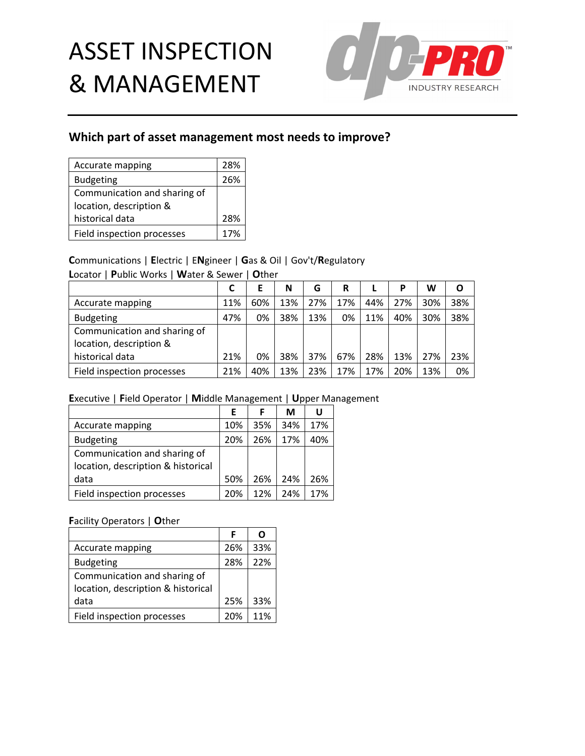# ASSET INSPECTION & MANAGEMENT

## Which part of asset management most needs to improve?

| | |
|---|---|
| Accurate mapping | 28% |
| Budgeting | 26% |
| Communication and sharing of location, description & historical data | 28% |
| Field inspection processes | 17% |

**C**ommunications | **E**lectric | E**N**gineer | **G**as & Oil | Gov't/**R**egulatory
**L**ocator | **P**ublic Works | **W**ater & Sewer | **O**ther

| | C | E | N | G | R | L | P | W | O |
|---|---|---|---|---|---|---|---|---|---|
| Accurate mapping | 11% | 60% | 13% | 27% | 17% | 44% | 27% | 30% | 38% |
| Budgeting | 47% | 0% | 38% | 13% | 0% | 11% | 40% | 30% | 38% |
| Communication and sharing of location, description & historical data | 21% | 0% | 38% | 37% | 67% | 28% | 13% | 27% | 23% |
| Field inspection processes | 21% | 40% | 13% | 23% | 17% | 17% | 20% | 13% | 0% |

**E**xecutive | **F**ield Operator | **M**iddle Management | **U**pper Management

| | E | F | M | U |
|---|---|---|---|---|
| Accurate mapping | 10% | 35% | 34% | 17% |
| Budgeting | 20% | 26% | 17% | 40% |
| Communication and sharing of location, description & historical data | 50% | 26% | 24% | 26% |
| Field inspection processes | 20% | 12% | 24% | 17% |

**F**acility Operators | **O**ther

| | F | O |
|---|---|---|
| Accurate mapping | 26% | 33% |
| Budgeting | 28% | 22% |
| Communication and sharing of location, description & historical data | 25% | 33% |
| Field inspection processes | 20% | 11% |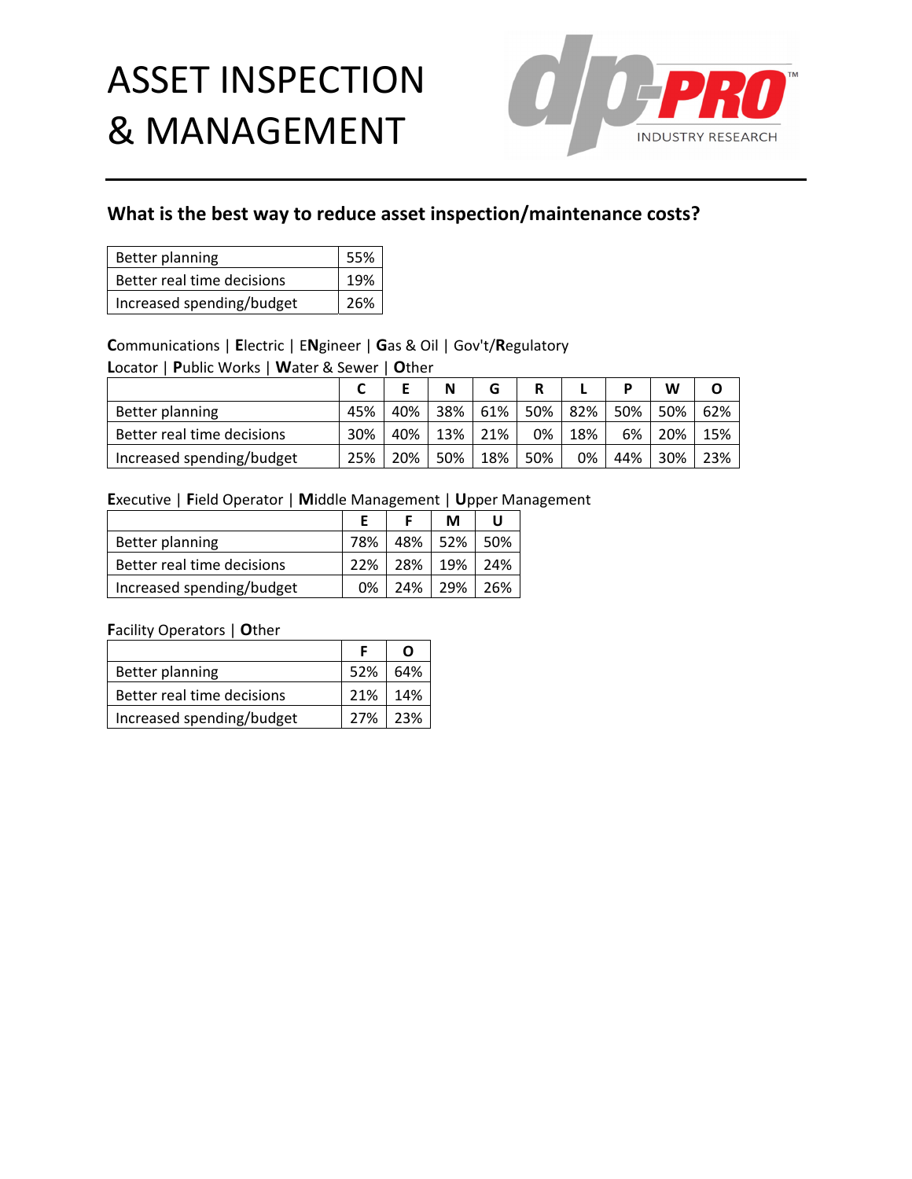# ASSET INSPECTION & MANAGEMENT

## What is the best way to reduce asset inspection/maintenance costs?

| | |
|---|---|
| Better planning | 55% |
| Better real time decisions | 19% |
| Increased spending/budget | 26% |

**C**ommunications | **E**lectric | E**N**gineer | **G**as & Oil | Gov't/**R**egulatory
**L**ocator | **P**ublic Works | **W**ater & Sewer | **O**ther

| | C | E | N | G | R | L | P | W | O |
|---|---|---|---|---|---|---|---|---|---|
| Better planning | 45% | 40% | 38% | 61% | 50% | 82% | 50% | 50% | 62% |
| Better real time decisions | 30% | 40% | 13% | 21% | 0% | 18% | 6% | 20% | 15% |
| Increased spending/budget | 25% | 20% | 50% | 18% | 50% | 0% | 44% | 30% | 23% |

**E**xecutive | **F**ield Operator | **M**iddle Management | **U**pper Management

| | E | F | M | U |
|---|---|---|---|---|
| Better planning | 78% | 48% | 52% | 50% |
| Better real time decisions | 22% | 28% | 19% | 24% |
| Increased spending/budget | 0% | 24% | 29% | 26% |

**F**acility Operators | **O**ther

| | F | O |
|---|---|---|
| Better planning | 52% | 64% |
| Better real time decisions | 21% | 14% |
| Increased spending/budget | 27% | 23% |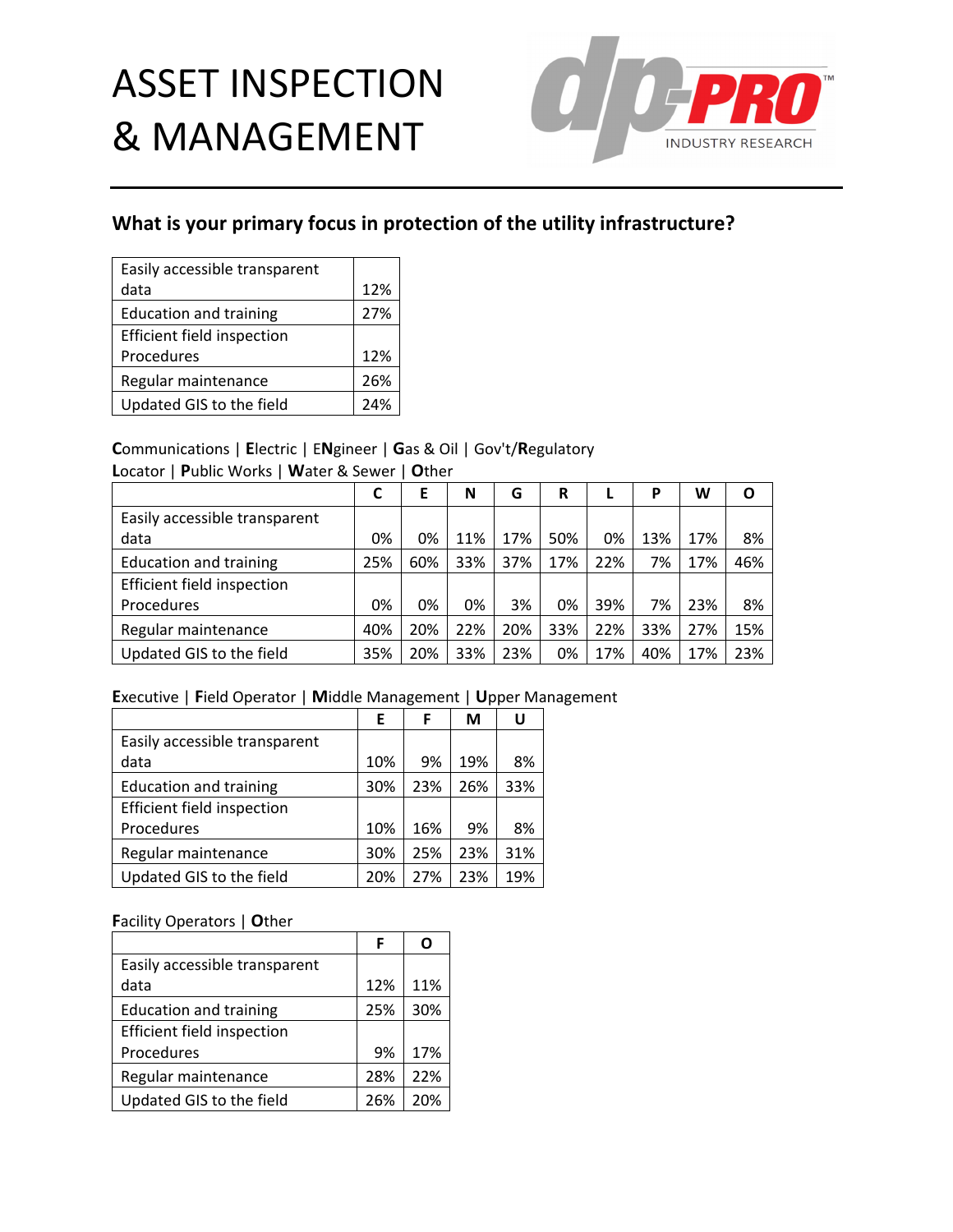# ASSET INSPECTION & MANAGEMENT

## What is your primary focus in protection of the utility infrastructure?

| | |
|---|---|
| Easily accessible transparent data | 12% |
| Education and training | 27% |
| Efficient field inspection Procedures | 12% |
| Regular maintenance | 26% |
| Updated GIS to the field | 24% |

**C**ommunications | **E**lectric | E**N**gineer | **G**as & Oil | Gov't/**R**egulatory
**L**ocator | **P**ublic Works | **W**ater & Sewer | **O**ther

| | C | E | N | G | R | L | P | W | O |
|---|---|---|---|---|---|---|---|---|---|
| Easily accessible transparent data | 0% | 0% | 11% | 17% | 50% | 0% | 13% | 17% | 8% |
| Education and training | 25% | 60% | 33% | 37% | 17% | 22% | 7% | 17% | 46% |
| Efficient field inspection Procedures | 0% | 0% | 0% | 3% | 0% | 39% | 7% | 23% | 8% |
| Regular maintenance | 40% | 20% | 22% | 20% | 33% | 22% | 33% | 27% | 15% |
| Updated GIS to the field | 35% | 20% | 33% | 23% | 0% | 17% | 40% | 17% | 23% |

**E**xecutive | **F**ield Operator | **M**iddle Management | **U**pper Management

| | E | F | M | U |
|---|---|---|---|---|
| Easily accessible transparent data | 10% | 9% | 19% | 8% |
| Education and training | 30% | 23% | 26% | 33% |
| Efficient field inspection Procedures | 10% | 16% | 9% | 8% |
| Regular maintenance | 30% | 25% | 23% | 31% |
| Updated GIS to the field | 20% | 27% | 23% | 19% |

**F**acility Operators | **O**ther

| | F | O |
|---|---|---|
| Easily accessible transparent data | 12% | 11% |
| Education and training | 25% | 30% |
| Efficient field inspection Procedures | 9% | 17% |
| Regular maintenance | 28% | 22% |
| Updated GIS to the field | 26% | 20% |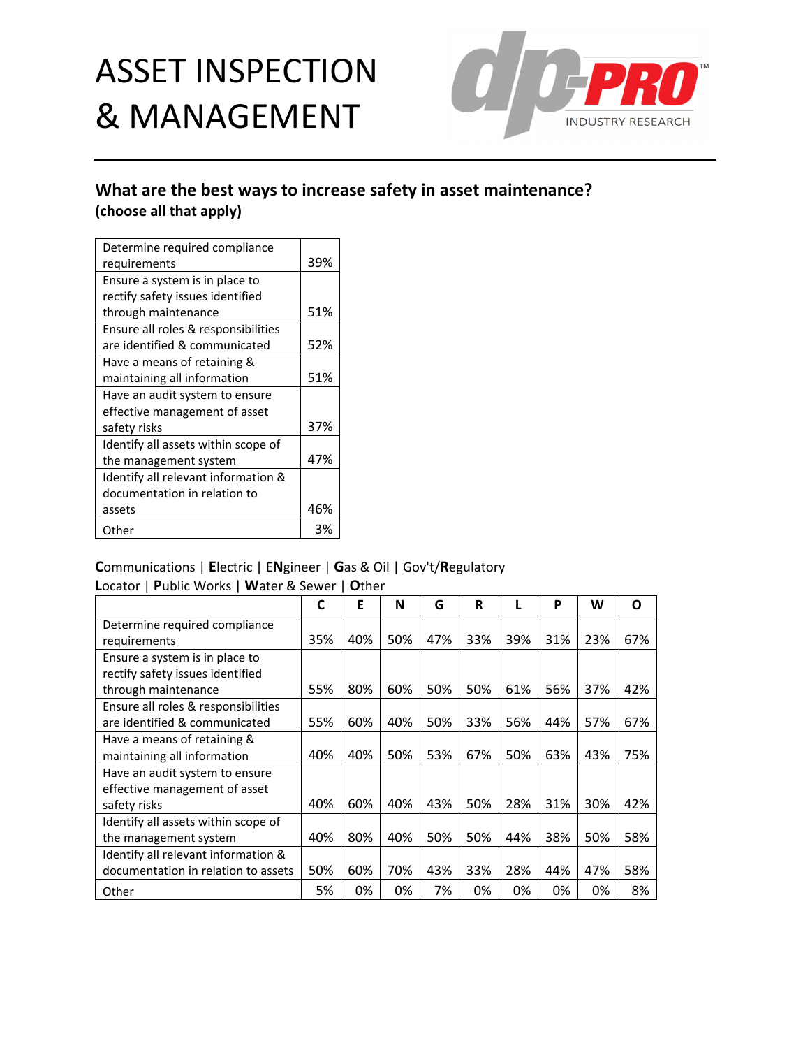# ASSET INSPECTION & MANAGEMENT

dp-PRO INDUSTRY RESEARCH

## What are the best ways to increase safety in asset maintenance?

**(choose all that apply)**

| | |
|---|---|
| Determine required compliance requirements | 39% |
| Ensure a system is in place to rectify safety issues identified through maintenance | 51% |
| Ensure all roles & responsibilities are identified & communicated | 52% |
| Have a means of retaining & maintaining all information | 51% |
| Have an audit system to ensure effective management of asset safety risks | 37% |
| Identify all assets within scope of the management system | 47% |
| Identify all relevant information & documentation in relation to assets | 46% |
| Other | 3% |

**C**ommunications | **E**lectric | E**N**gineer | **G**as & Oil | Gov't/**R**egulatory
**L**ocator | **P**ublic Works | **W**ater & Sewer | **O**ther

| | C | E | N | G | R | L | P | W | O |
|---|---|---|---|---|---|---|---|---|---|
| Determine required compliance requirements | 35% | 40% | 50% | 47% | 33% | 39% | 31% | 23% | 67% |
| Ensure a system is in place to rectify safety issues identified through maintenance | 55% | 80% | 60% | 50% | 50% | 61% | 56% | 37% | 42% |
| Ensure all roles & responsibilities are identified & communicated | 55% | 60% | 40% | 50% | 33% | 56% | 44% | 57% | 67% |
| Have a means of retaining & maintaining all information | 40% | 40% | 50% | 53% | 67% | 50% | 63% | 43% | 75% |
| Have an audit system to ensure effective management of asset safety risks | 40% | 60% | 40% | 43% | 50% | 28% | 31% | 30% | 42% |
| Identify all assets within scope of the management system | 40% | 80% | 40% | 50% | 50% | 44% | 38% | 50% | 58% |
| Identify all relevant information & documentation in relation to assets | 50% | 60% | 70% | 43% | 33% | 28% | 44% | 47% | 58% |
| Other | 5% | 0% | 0% | 7% | 0% | 0% | 0% | 0% | 8% |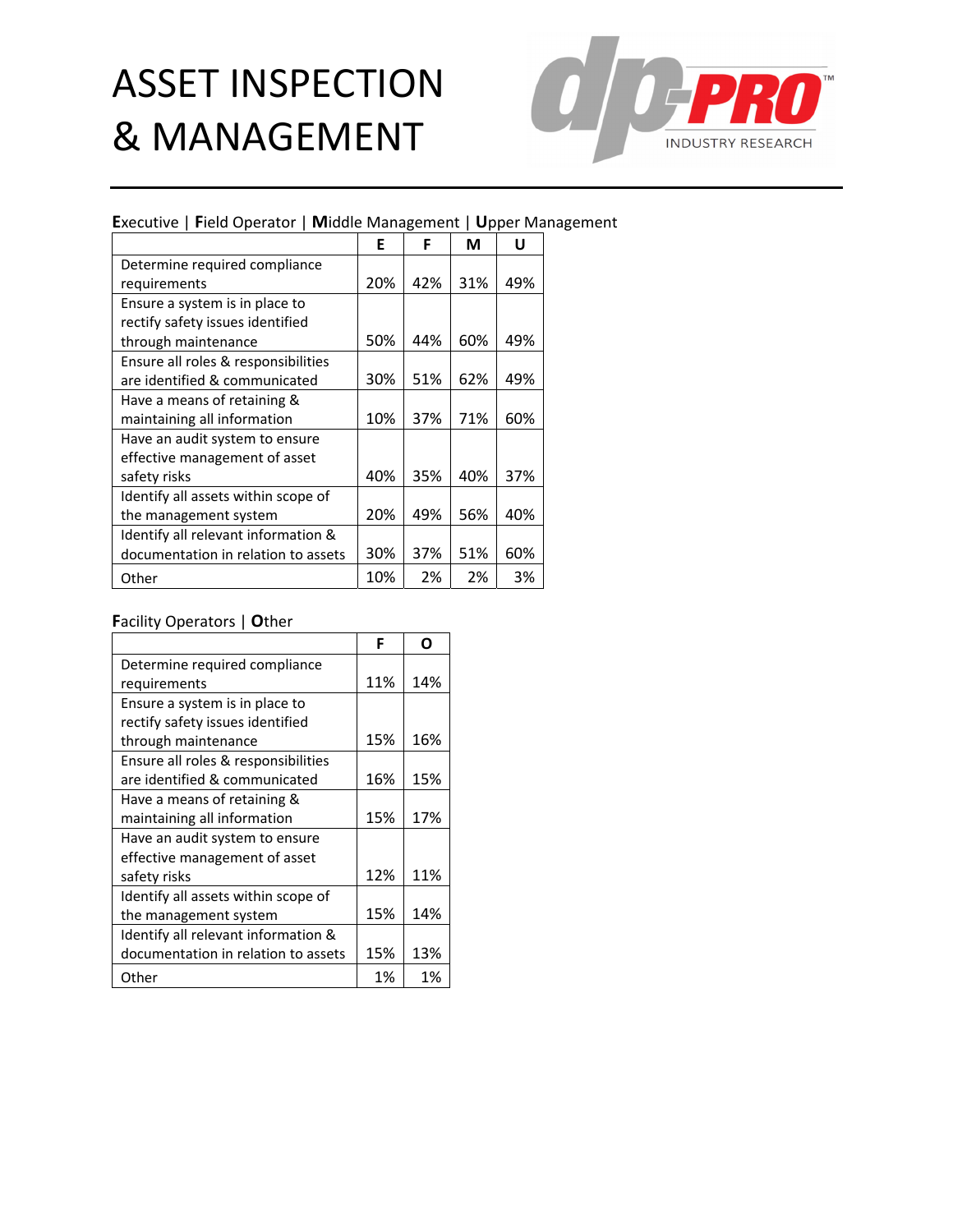# ASSET INSPECTION & MANAGEMENT

dp-PRO INDUSTRY RESEARCH

**E**xecutive | **F**ield Operator | **M**iddle Management | **U**pper Management

| | E | F | M | U |
|---|---|---|---|---|
| Determine required compliance requirements | 20% | 42% | 31% | 49% |
| Ensure a system is in place to rectify safety issues identified through maintenance | 50% | 44% | 60% | 49% |
| Ensure all roles & responsibilities are identified & communicated | 30% | 51% | 62% | 49% |
| Have a means of retaining & maintaining all information | 10% | 37% | 71% | 60% |
| Have an audit system to ensure effective management of asset safety risks | 40% | 35% | 40% | 37% |
| Identify all assets within scope of the management system | 20% | 49% | 56% | 40% |
| Identify all relevant information & documentation in relation to assets | 30% | 37% | 51% | 60% |
| Other | 10% | 2% | 2% | 3% |

**F**acility Operators | **O**ther

| | F | O |
|---|---|---|
| Determine required compliance requirements | 11% | 14% |
| Ensure a system is in place to rectify safety issues identified through maintenance | 15% | 16% |
| Ensure all roles & responsibilities are identified & communicated | 16% | 15% |
| Have a means of retaining & maintaining all information | 15% | 17% |
| Have an audit system to ensure effective management of asset safety risks | 12% | 11% |
| Identify all assets within scope of the management system | 15% | 14% |
| Identify all relevant information & documentation in relation to assets | 15% | 13% |
| Other | 1% | 1% |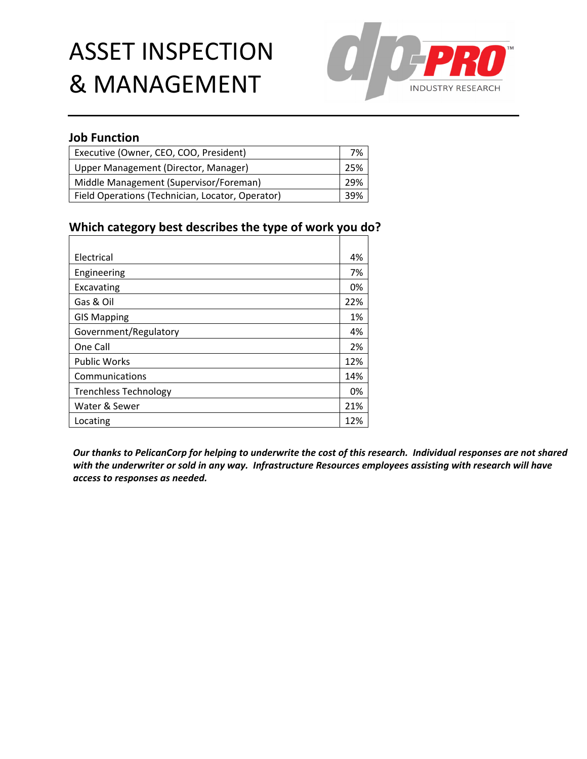# ASSET INSPECTION & MANAGEMENT

dp-PRO INDUSTRY RESEARCH

## Job Function

| | |
|---|---|
| Executive (Owner, CEO, COO, President) | 7% |
| Upper Management (Director, Manager) | 25% |
| Middle Management (Supervisor/Foreman) | 29% |
| Field Operations (Technician, Locator, Operator) | 39% |

## Which category best describes the type of work you do?

| | |
|---|---|
| Electrical | 4% |
| Engineering | 7% |
| Excavating | 0% |
| Gas & Oil | 22% |
| GIS Mapping | 1% |
| Government/Regulatory | 4% |
| One Call | 2% |
| Public Works | 12% |
| Communications | 14% |
| Trenchless Technology | 0% |
| Water & Sewer | 21% |
| Locating | 12% |

***Our thanks to PelicanCorp for helping to underwrite the cost of this research. Individual responses are not shared with the underwriter or sold in any way. Infrastructure Resources employees assisting with research will have access to responses as needed.***